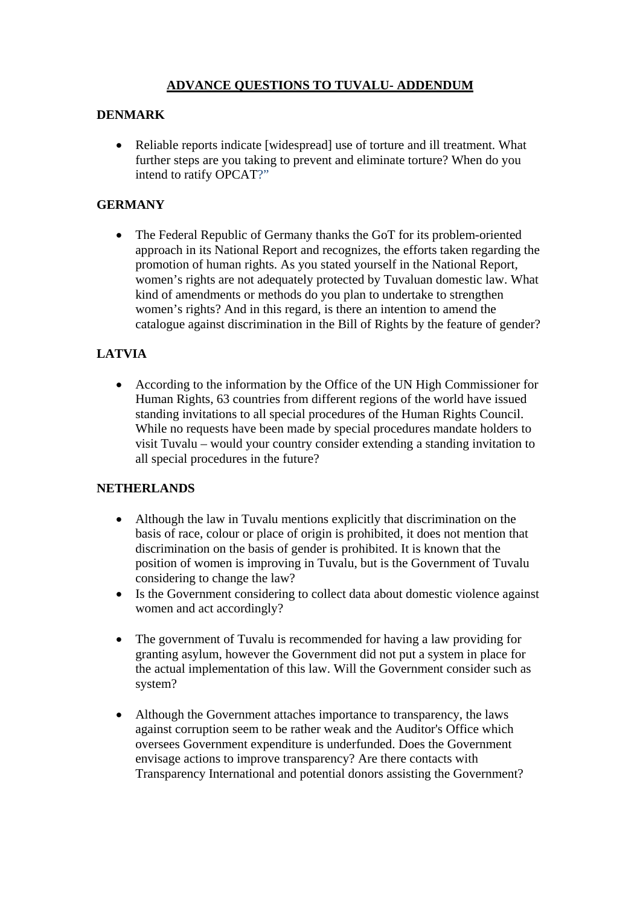# ADVANCE QUESTIONS TO TUVALU- ADDENDUM

## DENMARK

- Reliable reports indicate [widespread] use of torture and ill treatment. What further steps are you taking to prevent and eliminate torture? When do you intend to ratify OPCAT?"

## GERMANY

- The Federal Republic of Germany thanks the GoT for its problem-oriented approach in its National Report and recognizes, the efforts taken regarding the promotion of human rights. As you stated yourself in the National Report, women's rights are not adequately protected by Tuvaluan domestic law. What kind of amendments or methods do you plan to undertake to strengthen women's rights? And in this regard, is there an intention to amend the catalogue against discrimination in the Bill of Rights by the feature of gender?

## LATVIA

- According to the information by the Office of the UN High Commissioner for Human Rights, 63 countries from different regions of the world have issued standing invitations to all special procedures of the Human Rights Council. While no requests have been made by special procedures mandate holders to visit Tuvalu – would your country consider extending a standing invitation to all special procedures in the future?

## NETHERLANDS

- Although the law in Tuvalu mentions explicitly that discrimination on the basis of race, colour or place of origin is prohibited, it does not mention that discrimination on the basis of gender is prohibited. It is known that the position of women is improving in Tuvalu, but is the Government of Tuvalu considering to change the law?
- Is the Government considering to collect data about domestic violence against women and act accordingly?
- The government of Tuvalu is recommended for having a law providing for granting asylum, however the Government did not put a system in place for the actual implementation of this law. Will the Government consider such as system?
- Although the Government attaches importance to transparency, the laws against corruption seem to be rather weak and the Auditor's Office which oversees Government expenditure is underfunded. Does the Government envisage actions to improve transparency? Are there contacts with Transparency International and potential donors assisting the Government?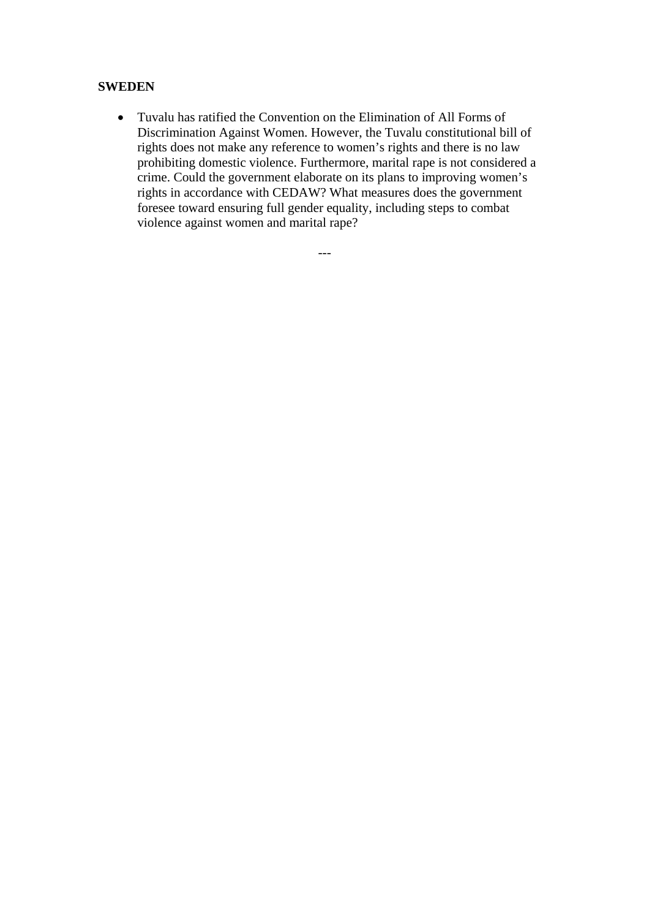**SWEDEN**

- Tuvalu has ratified the Convention on the Elimination of All Forms of Discrimination Against Women. However, the Tuvalu constitutional bill of rights does not make any reference to women's rights and there is no law prohibiting domestic violence. Furthermore, marital rape is not considered a crime. Could the government elaborate on its plans to improving women's rights in accordance with CEDAW? What measures does the government foresee toward ensuring full gender equality, including steps to combat violence against women and marital rape?

---